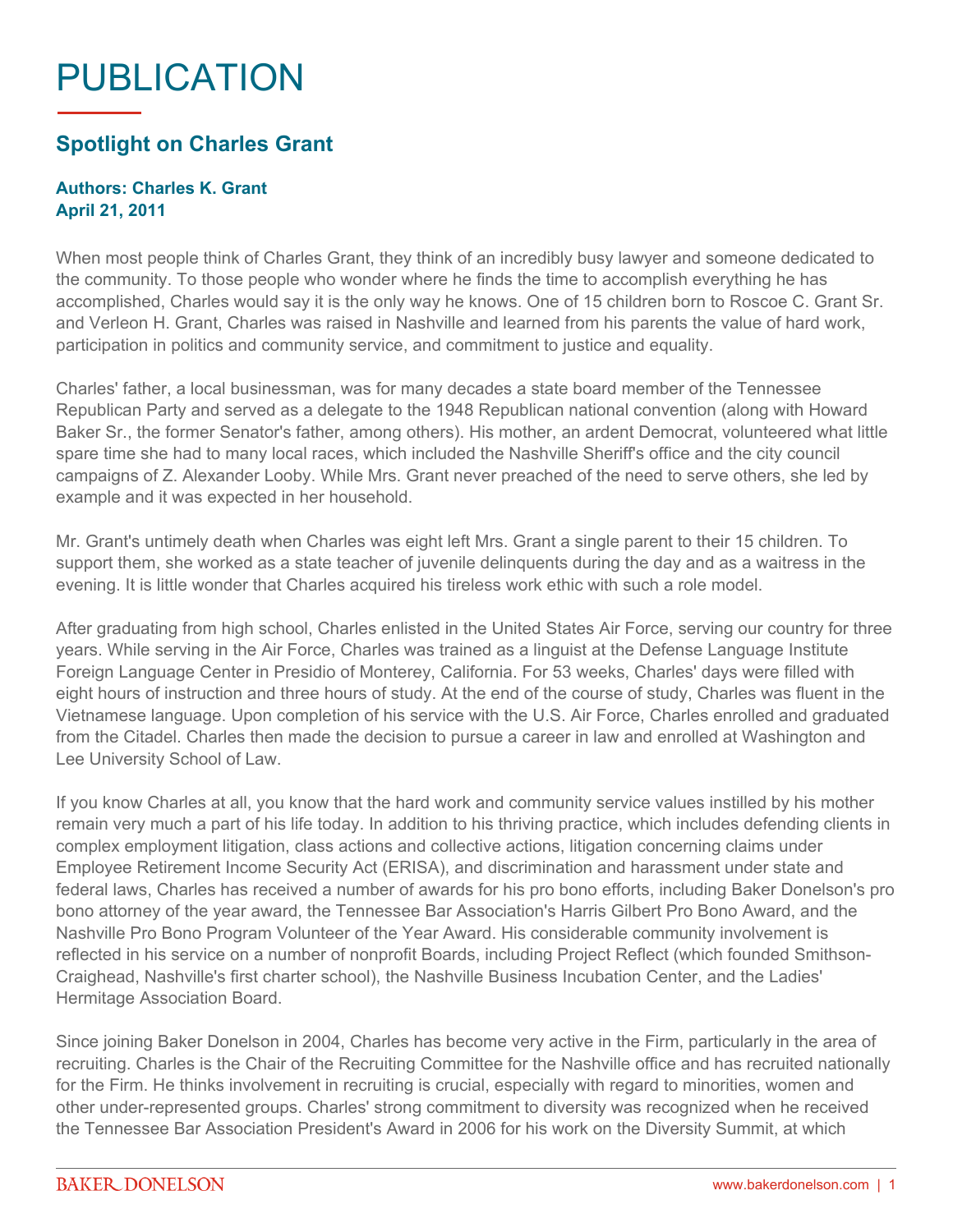# PUBLICATION

## Spotlight on Charles Grant

**Authors: Charles K. Grant**
**April 21, 2011**

When most people think of Charles Grant, they think of an incredibly busy lawyer and someone dedicated to the community. To those people who wonder where he finds the time to accomplish everything he has accomplished, Charles would say it is the only way he knows. One of 15 children born to Roscoe C. Grant Sr. and Verleon H. Grant, Charles was raised in Nashville and learned from his parents the value of hard work, participation in politics and community service, and commitment to justice and equality.

Charles' father, a local businessman, was for many decades a state board member of the Tennessee Republican Party and served as a delegate to the 1948 Republican national convention (along with Howard Baker Sr., the former Senator's father, among others). His mother, an ardent Democrat, volunteered what little spare time she had to many local races, which included the Nashville Sheriff's office and the city council campaigns of Z. Alexander Looby. While Mrs. Grant never preached of the need to serve others, she led by example and it was expected in her household.

Mr. Grant's untimely death when Charles was eight left Mrs. Grant a single parent to their 15 children. To support them, she worked as a state teacher of juvenile delinquents during the day and as a waitress in the evening. It is little wonder that Charles acquired his tireless work ethic with such a role model.

After graduating from high school, Charles enlisted in the United States Air Force, serving our country for three years. While serving in the Air Force, Charles was trained as a linguist at the Defense Language Institute Foreign Language Center in Presidio of Monterey, California. For 53 weeks, Charles' days were filled with eight hours of instruction and three hours of study. At the end of the course of study, Charles was fluent in the Vietnamese language. Upon completion of his service with the U.S. Air Force, Charles enrolled and graduated from the Citadel. Charles then made the decision to pursue a career in law and enrolled at Washington and Lee University School of Law.

If you know Charles at all, you know that the hard work and community service values instilled by his mother remain very much a part of his life today. In addition to his thriving practice, which includes defending clients in complex employment litigation, class actions and collective actions, litigation concerning claims under Employee Retirement Income Security Act (ERISA), and discrimination and harassment under state and federal laws, Charles has received a number of awards for his pro bono efforts, including Baker Donelson's pro bono attorney of the year award, the Tennessee Bar Association's Harris Gilbert Pro Bono Award, and the Nashville Pro Bono Program Volunteer of the Year Award. His considerable community involvement is reflected in his service on a number of nonprofit Boards, including Project Reflect (which founded Smithson-Craighead, Nashville's first charter school), the Nashville Business Incubation Center, and the Ladies' Hermitage Association Board.

Since joining Baker Donelson in 2004, Charles has become very active in the Firm, particularly in the area of recruiting. Charles is the Chair of the Recruiting Committee for the Nashville office and has recruited nationally for the Firm. He thinks involvement in recruiting is crucial, especially with regard to minorities, women and other under-represented groups. Charles' strong commitment to diversity was recognized when he received the Tennessee Bar Association President's Award in 2006 for his work on the Diversity Summit, at which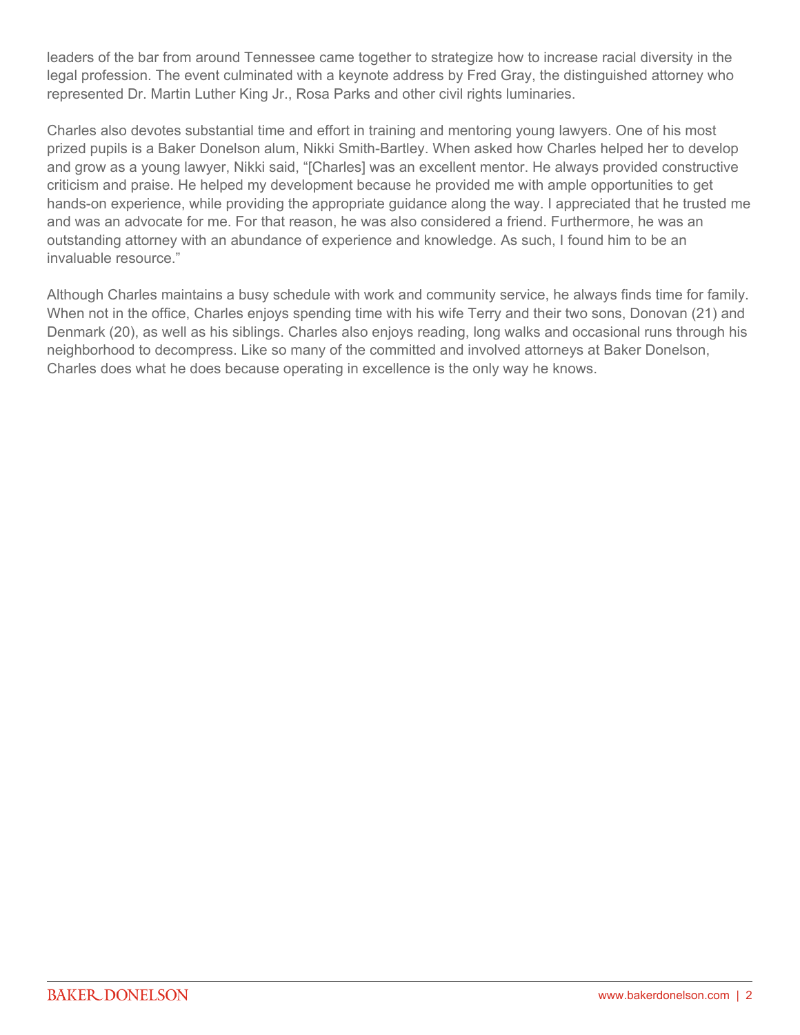leaders of the bar from around Tennessee came together to strategize how to increase racial diversity in the legal profession. The event culminated with a keynote address by Fred Gray, the distinguished attorney who represented Dr. Martin Luther King Jr., Rosa Parks and other civil rights luminaries.

Charles also devotes substantial time and effort in training and mentoring young lawyers. One of his most prized pupils is a Baker Donelson alum, Nikki Smith-Bartley. When asked how Charles helped her to develop and grow as a young lawyer, Nikki said, "[Charles] was an excellent mentor. He always provided constructive criticism and praise. He helped my development because he provided me with ample opportunities to get hands-on experience, while providing the appropriate guidance along the way. I appreciated that he trusted me and was an advocate for me. For that reason, he was also considered a friend. Furthermore, he was an outstanding attorney with an abundance of experience and knowledge. As such, I found him to be an invaluable resource."

Although Charles maintains a busy schedule with work and community service, he always finds time for family. When not in the office, Charles enjoys spending time with his wife Terry and their two sons, Donovan (21) and Denmark (20), as well as his siblings. Charles also enjoys reading, long walks and occasional runs through his neighborhood to decompress. Like so many of the committed and involved attorneys at Baker Donelson, Charles does what he does because operating in excellence is the only way he knows.